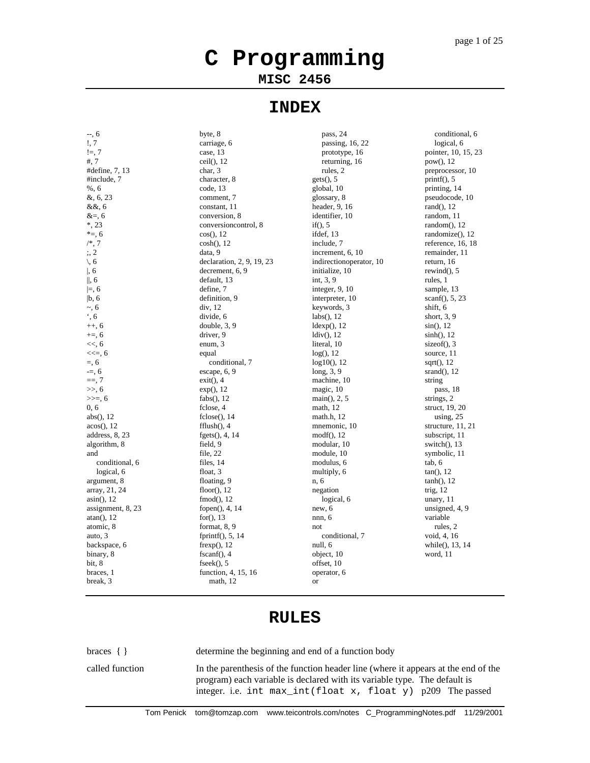# C Programming

**MISC 2456**

## INDEX

--, 6
!, 7
!=, 7
#, 7
#define, 7, 13
#include, 7
%, 6
&, 6, 23
&&, 6
&=, 6
*, 23
*=, 6
/*, 7
;, 2
\, 6
|, 6
||, 6
|=, 6
|b, 6
~, 6
‘, 6
++, 6
+=, 6
<<, 6
<<=, 6
=, 6
-=, 6
==, 7
>>, 6
>>=, 6
0, 6
abs(), 12
acos(), 12
address, 8, 23
algorithm, 8
and
  conditional, 6
  logical, 6
argument, 8
array, 21, 24
asin(), 12
assignment, 8, 23
atan(), 12
atomic, 8
auto, 3
backspace, 6
binary, 8
bit, 8
braces, 1
break, 3
byte, 8
carriage, 6
case, 13
ceil(), 12
char, 3
character, 8
code, 13
comment, 7
constant, 11
conversion, 8
conversioncontrol, 8
cos(), 12
cosh(), 12
data, 9
declaration, 2, 9, 19, 23
decrement, 6, 9
default, 13
define, 7
definition, 9
div, 12
divide, 6
double, 3, 9
driver, 9
enum, 3
equal
  conditional, 7
escape, 6, 9
exit(), 4
exp(), 12
fabs(), 12
fclose, 4
fclose(), 14
fflush(), 4
fgets(), 4, 14
field, 9
file, 22
files, 14
float, 3
floating, 9
floor(), 12
fmod(), 12
fopen(), 4, 14
for(), 13
format, 8, 9
fprintf(), 5, 14
frexp(), 12
fscanf(), 4
fseek(), 5
function, 4, 15, 16
  math, 12
  pass, 24
  passing, 16, 22
  prototype, 16
  returning, 16
  rules, 2
gets(), 5
global, 10
glossary, 8
header, 9, 16
identifier, 10
if(), 5
ifdef, 13
include, 7
increment, 6, 10
indirectionoperator, 10
initialize, 10
int, 3, 9
integer, 9, 10
interpreter, 10
keywords, 3
labs(), 12
ldexp(), 12
ldiv(), 12
literal, 10
log(), 12
log10(), 12
long, 3, 9
machine, 10
magic, 10
main(), 2, 5
math, 12
math.h, 12
mnemonic, 10
modf(), 12
modular, 10
module, 10
modulus, 6
multiply, 6
n, 6
negation
  logical, 6
new, 6
nnn, 6
not
  conditional, 7
null, 6
object, 10
offset, 10
operator, 6
or
  conditional, 6
  logical, 6
pointer, 10, 15, 23
pow(), 12
preprocessor, 10
printf(), 5
printing, 14
pseudocode, 10
rand(), 12
random, 11
random(), 12
randomize(), 12
reference, 16, 18
remainder, 11
return, 16
rewind(), 5
rules, 1
sample, 13
scanf(), 5, 23
shift, 6
short, 3, 9
sin(), 12
sinh(), 12
sizeof(), 3
source, 11
sqrt(), 12
srand(), 12
string
  pass, 18
strings, 2
struct, 19, 20
  using, 25
structure, 11, 21
subscript, 11
switch(), 13
symbolic, 11
tab, 6
tan(), 12
tanh(), 12
trig, 12
unary, 11
unsigned, 4, 9
variable
  rules, 2
void, 4, 16
while(), 13, 14
word, 11

## RULES

| | |
|---|---|
| braces { } | determine the beginning and end of a function body |
| called function | In the parenthesis of the function header line (where it appears at the end of the program) each variable is declared with its variable type. The default is integer. i.e. `int max_int(float x, float y)` p209 The passed |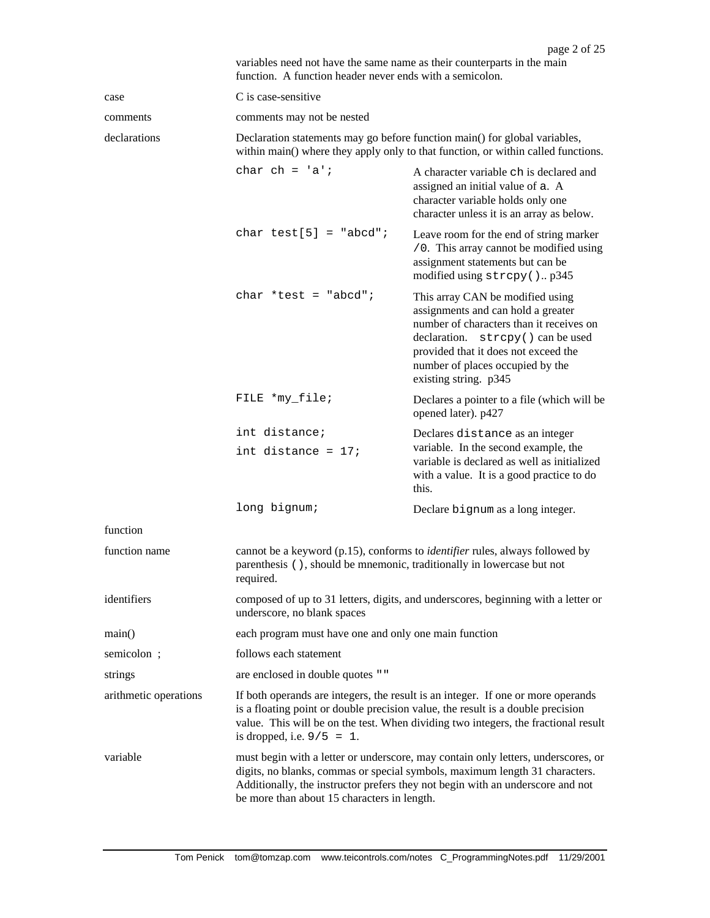variables need not have the same name as their counterparts in the main function. A function header never ends with a semicolon.

| | | |
|---|---|---|
| case | C is case-sensitive | |
| comments | comments may not be nested | |
| declarations | Declaration statements may go before function main() for global variables, within main() where they apply only to that function, or within called functions. | |
| | `char ch = 'a';` | A character variable `ch` is declared and assigned an initial value of `a`. A character variable holds only one character unless it is an array as below. |
| | `char test[5] = "abcd";` | Leave room for the end of string marker `/0`. This array cannot be modified using assignment statements but can be modified using `strcpy()`.. p345 |
| | `char *test = "abcd";` | This array CAN be modified using assignments and can hold a greater number of characters than it receives on declaration. `strcpy()` can be used provided that it does not exceed the number of places occupied by the existing string. p345 |
| | `FILE *my_file;` | Declares a pointer to a file (which will be opened later). p427 |
| | `int distance;`<br>`int distance = 17;` | Declares `distance` as an integer variable. In the second example, the variable is declared as well as initialized with a value. It is a good practice to do this. |
| | `long bignum;` | Declare `bignum` as a long integer. |
| function | | |
| function name | cannot be a keyword (p.15), conforms to *identifier* rules, always followed by parenthesis `()`, should be mnemonic, traditionally in lowercase but not required. | |
| identifiers | composed of up to 31 letters, digits, and underscores, beginning with a letter or underscore, no blank spaces | |
| main() | each program must have one and only one main function | |
| semicolon ; | follows each statement | |
| strings | are enclosed in double quotes `""` | |
| arithmetic operations | If both operands are integers, the result is an integer. If one or more operands is a floating point or double precision value, the result is a double precision value. This will be on the test. When dividing two integers, the fractional result is dropped, i.e. `9/5 = 1`. | |
| variable | must begin with a letter or underscore, may contain only letters, underscores, or digits, no blanks, commas or special symbols, maximum length 31 characters. Additionally, the instructor prefers they not begin with an underscore and not be more than about 15 characters in length. | |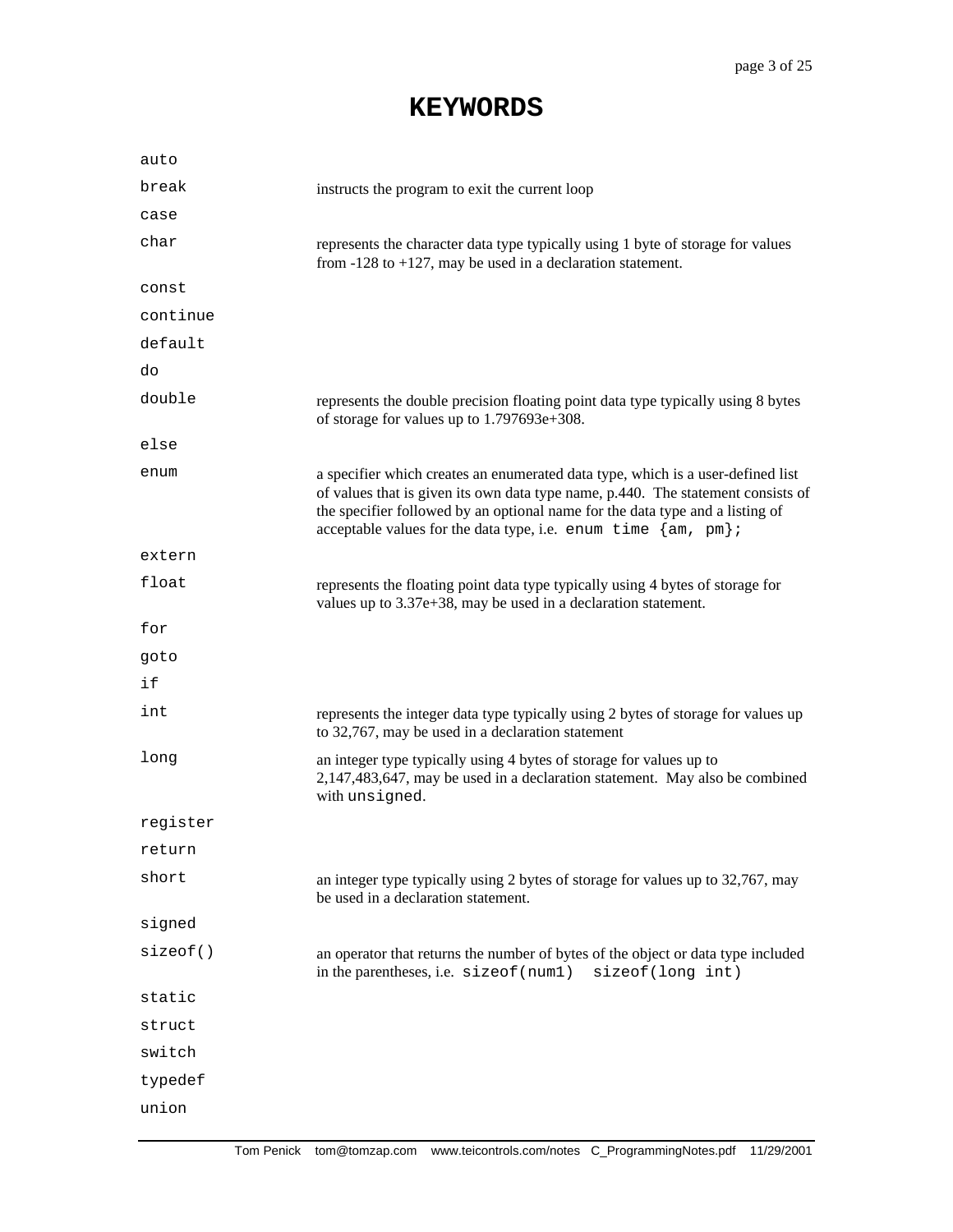# KEYWORDS

| | |
|---|---|
| `auto` | |
| `break` | instructs the program to exit the current loop |
| `case` | |
| `char` | represents the character data type typically using 1 byte of storage for values from -128 to +127, may be used in a declaration statement. |
| `const` | |
| `continue` | |
| `default` | |
| `do` | |
| `double` | represents the double precision floating point data type typically using 8 bytes of storage for values up to 1.797693e+308. |
| `else` | |
| `enum` | a specifier which creates an enumerated data type, which is a user-defined list of values that is given its own data type name, p.440. The statement consists of the specifier followed by an optional name for the data type and a listing of acceptable values for the data type, i.e. `enum time {am, pm};` |
| `extern` | |
| `float` | represents the floating point data type typically using 4 bytes of storage for values up to 3.37e+38, may be used in a declaration statement. |
| `for` | |
| `goto` | |
| `if` | |
| `int` | represents the integer data type typically using 2 bytes of storage for values up to 32,767, may be used in a declaration statement |
| `long` | an integer type typically using 4 bytes of storage for values up to 2,147,483,647, may be used in a declaration statement. May also be combined with `unsigned`. |
| `register` | |
| `return` | |
| `short` | an integer type typically using 2 bytes of storage for values up to 32,767, may be used in a declaration statement. |
| `signed` | |
| `sizeof()` | an operator that returns the number of bytes of the object or data type included in the parentheses, i.e. `sizeof(num1)` `sizeof(long int)` |
| `static` | |
| `struct` | |
| `switch` | |
| `typedef` | |
| `union` | |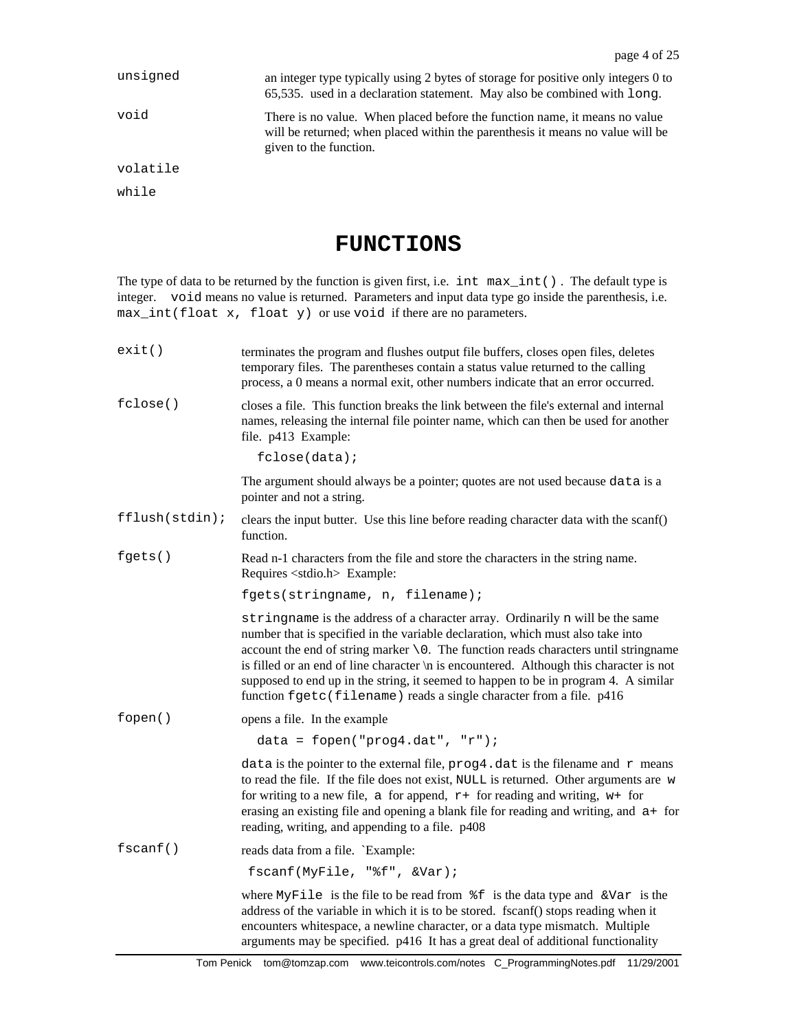`unsigned` — an integer type typically using 2 bytes of storage for positive only integers 0 to 65,535. used in a declaration statement. May also be combined with `long`.

`void` — There is no value. When placed before the function name, it means no value will be returned; when placed within the parenthesis it means no value will be given to the function.

`volatile`

`while`

# FUNCTIONS

The type of data to be returned by the function is given first, i.e. `int max_int()` . The default type is integer. `void` means no value is returned. Parameters and input data type go inside the parenthesis, i.e. `max_int(float x, float y)` or use `void` if there are no parameters.

`exit()` — terminates the program and flushes output file buffers, closes open files, deletes temporary files. The parentheses contain a status value returned to the calling process, a 0 means a normal exit, other numbers indicate that an error occurred.

`fclose()` — closes a file. This function breaks the link between the file's external and internal names, releasing the internal file pointer name, which can then be used for another file. p413 Example:

```
fclose(data);
```

The argument should always be a pointer; quotes are not used because `data` is a pointer and not a string.

`fflush(stdin);` — clears the input butter. Use this line before reading character data with the scanf() function.

`fgets()` — Read n-1 characters from the file and store the characters in the string name. Requires <stdio.h> Example:

```
fgets(stringname, n, filename);
```

`stringname` is the address of a character array. Ordinarily `n` will be the same number that is specified in the variable declaration, which must also take into account the end of string marker `\0`. The function reads characters until stringname is filled or an end of line character \n is encountered. Although this character is not supposed to end up in the string, it seemed to happen to be in program 4. A similar function `fgetc(filename)` reads a single character from a file. p416

`fopen()` — opens a file. In the example

```
data = fopen("prog4.dat", "r");
```

`data` is the pointer to the external file, `prog4.dat` is the filename and `r` means to read the file. If the file does not exist, `NULL` is returned. Other arguments are `w` for writing to a new file, `a` for append, `r+` for reading and writing, `w+` for erasing an existing file and opening a blank file for reading and writing, and `a+` for reading, writing, and appending to a file. p408

`fscanf()` — reads data from a file. `Example:

```
fscanf(MyFile, "%f", &Var);
```

where `MyFile` is the file to be read from `%f` is the data type and `&Var` is the address of the variable in which it is to be stored. fscanf() stops reading when it encounters whitespace, a newline character, or a data type mismatch. Multiple arguments may be specified. p416 It has a great deal of additional functionality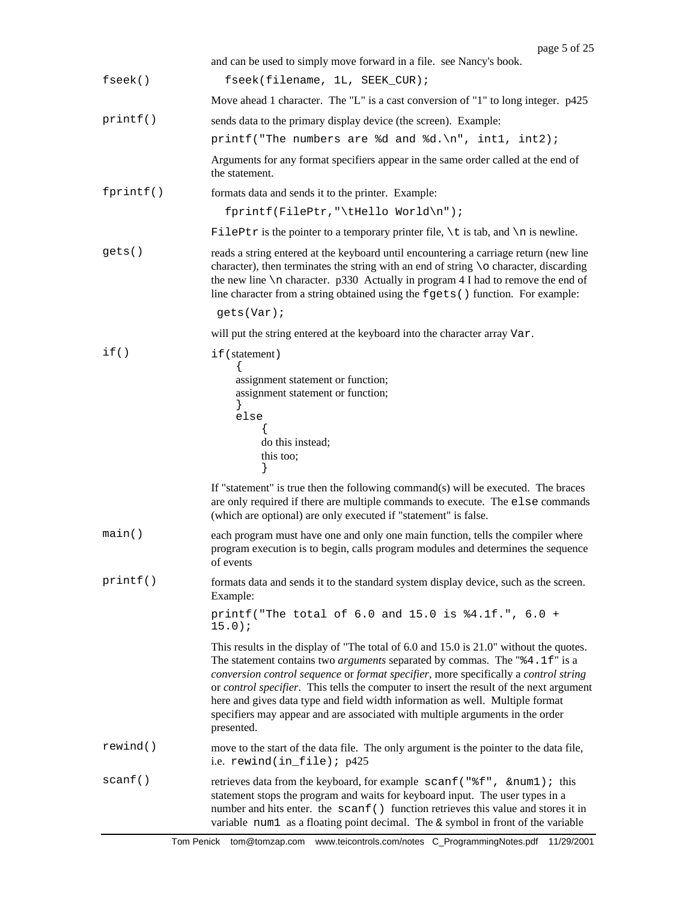and can be used to simply move forward in a file. see Nancy's book.

**fseek()**

```
fseek(filename, 1L, SEEK_CUR);
```

Move ahead 1 character. The "L" is a cast conversion of "1" to long integer. p425

**printf()**

sends data to the primary display device (the screen). Example:

```
printf("The numbers are %d and %d.\n", int1, int2);
```

Arguments for any format specifiers appear in the same order called at the end of the statement.

**fprintf()**

formats data and sends it to the printer. Example:

```
fprintf(FilePtr,"\tHello World\n");
```

`FilePtr` is the pointer to a temporary printer file, `\t` is tab, and `\n` is newline.

**gets()**

reads a string entered at the keyboard until encountering a carriage return (new line character), then terminates the string with an end of string `\o` character, discarding the new line `\n` character. p330 Actually in program 4 I had to remove the end of line character from a string obtained using the `fgets()` function. For example:

```
gets(Var);
```

will put the string entered at the keyboard into the character array `Var`.

**if()**

```
if(statement)
    {
    assignment statement or function;
    assignment statement or function;
    }
    else
        {
        do this instead;
        this too;
        }
```

If "statement" is true then the following command(s) will be executed. The braces are only required if there are multiple commands to execute. The `else` commands (which are optional) are only executed if "statement" is false.

**main()**

each program must have one and only one main function, tells the compiler where program execution is to begin, calls program modules and determines the sequence of events

**printf()**

formats data and sends it to the standard system display device, such as the screen. Example:

```
printf("The total of 6.0 and 15.0 is %4.1f.", 6.0 + 15.0);
```

This results in the display of "The total of 6.0 and 15.0 is 21.0" without the quotes. The statement contains two *arguments* separated by commas. The "`%4.1f`" is a *conversion control sequence* or *format specifier*, more specifically a *control string* or *control specifier*. This tells the computer to insert the result of the next argument here and gives data type and field width information as well. Multiple format specifiers may appear and are associated with multiple arguments in the order presented.

**rewind()**

move to the start of the data file. The only argument is the pointer to the data file, i.e. `rewind(in_file);` p425

**scanf()**

retrieves data from the keyboard, for example `scanf("%f", &num1);` this statement stops the program and waits for keyboard input. The user types in a number and hits enter. the `scanf()` function retrieves this value and stores it in variable `num1` as a floating point decimal. The & symbol in front of the variable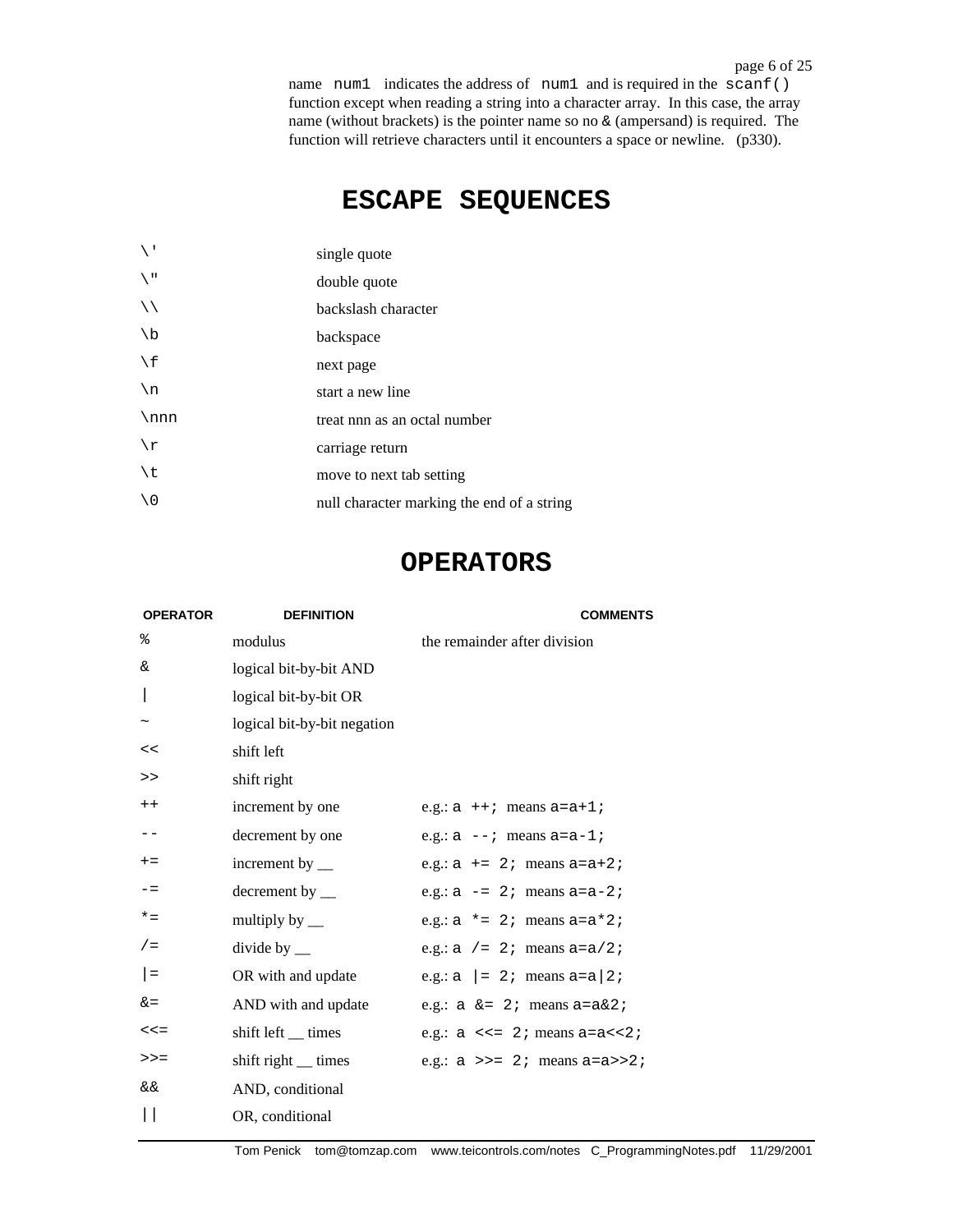name `num1` indicates the address of `num1` and is required in the `scanf()` function except when reading a string into a character array. In this case, the array name (without brackets) is the pointer name so no & (ampersand) is required. The function will retrieve characters until it encounters a space or newline. (p330).

## ESCAPE SEQUENCES

| | |
|---|---|
| `\'` | single quote |
| `\"` | double quote |
| `\\` | backslash character |
| `\b` | backspace |
| `\f` | next page |
| `\n` | start a new line |
| `\nnn` | treat nnn as an octal number |
| `\r` | carriage return |
| `\t` | move to next tab setting |
| `\0` | null character marking the end of a string |

## OPERATORS

| OPERATOR | DEFINITION | COMMENTS |
|---|---|---|
| `%` | modulus | the remainder after division |
| `&` | logical bit-by-bit AND | |
| `\|` | logical bit-by-bit OR | |
| `~` | logical bit-by-bit negation | |
| `<<` | shift left | |
| `>>` | shift right | |
| `++` | increment by one | e.g.: `a ++;` means `a=a+1;` |
| `--` | decrement by one | e.g.: `a --;` means `a=a-1;` |
| `+=` | increment by __ | e.g.: `a += 2;` means `a=a+2;` |
| `-=` | decrement by __ | e.g.: `a -= 2;` means `a=a-2;` |
| `*=` | multiply by __ | e.g.: `a *= 2;` means `a=a*2;` |
| `/=` | divide by __ | e.g.: `a /= 2;` means `a=a/2;` |
| `\|=` | OR with and update | e.g.: `a \|= 2;` means `a=a\|2;` |
| `&=` | AND with and update | e.g.: `a &= 2;` means `a=a&2;` |
| `<<=` | shift left __ times | e.g.: `a <<= 2;` means `a=a<<2;` |
| `>>=` | shift right __ times | e.g.: `a >>= 2;` means `a=a>>2;` |
| `&&` | AND, conditional | |
| `\|\|` | OR, conditional | |

Tom Penick tom@tomzap.com www.teicontrols.com/notes C_ProgrammingNotes.pdf 11/29/2001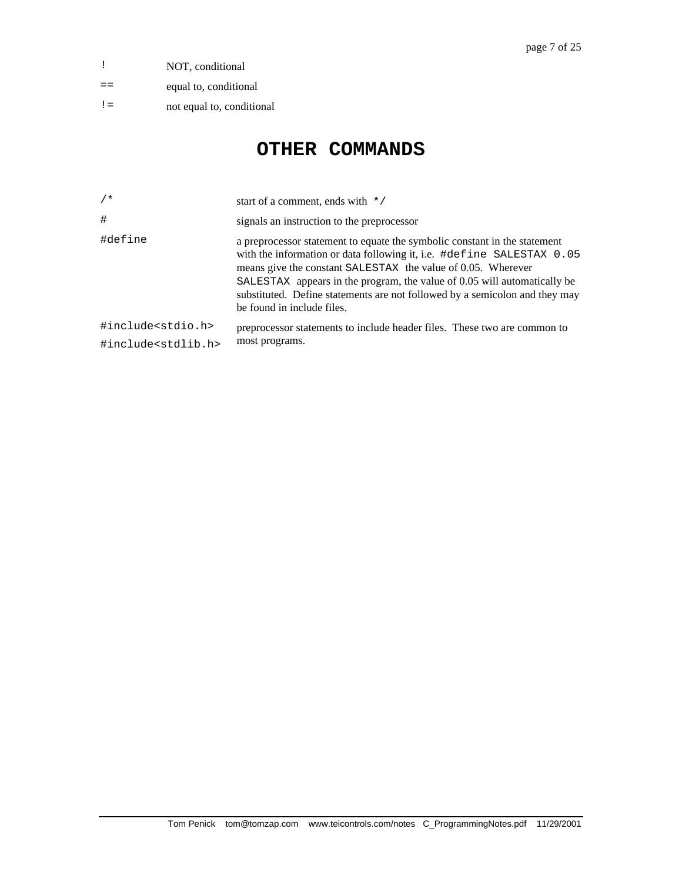| | |
|---|---|
| `!` | NOT, conditional |
| `==` | equal to, conditional |
| `!=` | not equal to, conditional |

# OTHER COMMANDS

| | |
|---|---|
| `/*` | start of a comment, ends with `*/` |
| `#` | signals an instruction to the preprocessor |
| `#define` | a preprocessor statement to equate the symbolic constant in the statement with the information or data following it, i.e. `#define SALESTAX 0.05` means give the constant `SALESTAX` the value of 0.05. Wherever `SALESTAX` appears in the program, the value of 0.05 will automatically be substituted. Define statements are not followed by a semicolon and they may be found in include files. |
| `#include<stdio.h>` `#include<stdlib.h>` | preprocessor statements to include header files. These two are common to most programs. |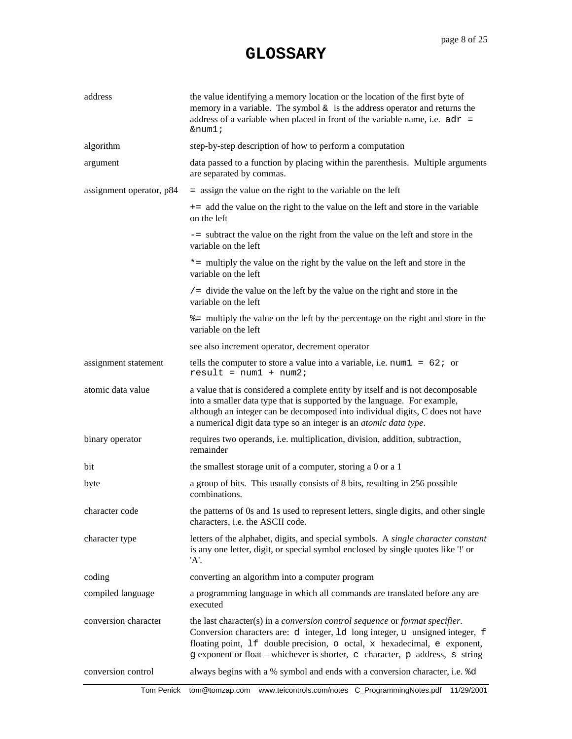# GLOSSARY

| | |
|---|---|
| address | the value identifying a memory location or the location of the first byte of memory in a variable. The symbol `&` is the address operator and returns the address of a variable when placed in front of the variable name, i.e. `adr = &num1;` |
| algorithm | step-by-step description of how to perform a computation |
| argument | data passed to a function by placing within the parenthesis. Multiple arguments are separated by commas. |
| assignment operator, p84 | `=` assign the value on the right to the variable on the left |
| | `+=` add the value on the right to the value on the left and store in the variable on the left |
| | `-=` subtract the value on the right from the value on the left and store in the variable on the left |
| | `*=` multiply the value on the right by the value on the left and store in the variable on the left |
| | `/=` divide the value on the left by the value on the right and store in the variable on the left |
| | `%=` multiply the value on the left by the percentage on the right and store in the variable on the left |
| | see also increment operator, decrement operator |
| assignment statement | tells the computer to store a value into a variable, i.e. `num1 = 62;` or `result = num1 + num2;` |
| atomic data value | a value that is considered a complete entity by itself and is not decomposable into a smaller data type that is supported by the language. For example, although an integer can be decomposed into individual digits, C does not have a numerical digit data type so an integer is an *atomic data type*. |
| binary operator | requires two operands, i.e. multiplication, division, addition, subtraction, remainder |
| bit | the smallest storage unit of a computer, storing a 0 or a 1 |
| byte | a group of bits. This usually consists of 8 bits, resulting in 256 possible combinations. |
| character code | the patterns of 0s and 1s used to represent letters, single digits, and other single characters, i.e. the ASCII code. |
| character type | letters of the alphabet, digits, and special symbols. A *single character constant* is any one letter, digit, or special symbol enclosed by single quotes like '!' or 'A'. |
| coding | converting an algorithm into a computer program |
| compiled language | a programming language in which all commands are translated before any are executed |
| conversion character | the last character(s) in a *conversion control sequence* or *format specifier*. Conversion characters are: `d` integer, `ld` long integer, `u` unsigned integer, `f` floating point, `lf` double precision, `o` octal, `x` hexadecimal, `e` exponent, `g` exponent or float—whichever is shorter, `c` character, `p` address, `s` string |
| conversion control | always begins with a % symbol and ends with a conversion character, i.e. `%d` |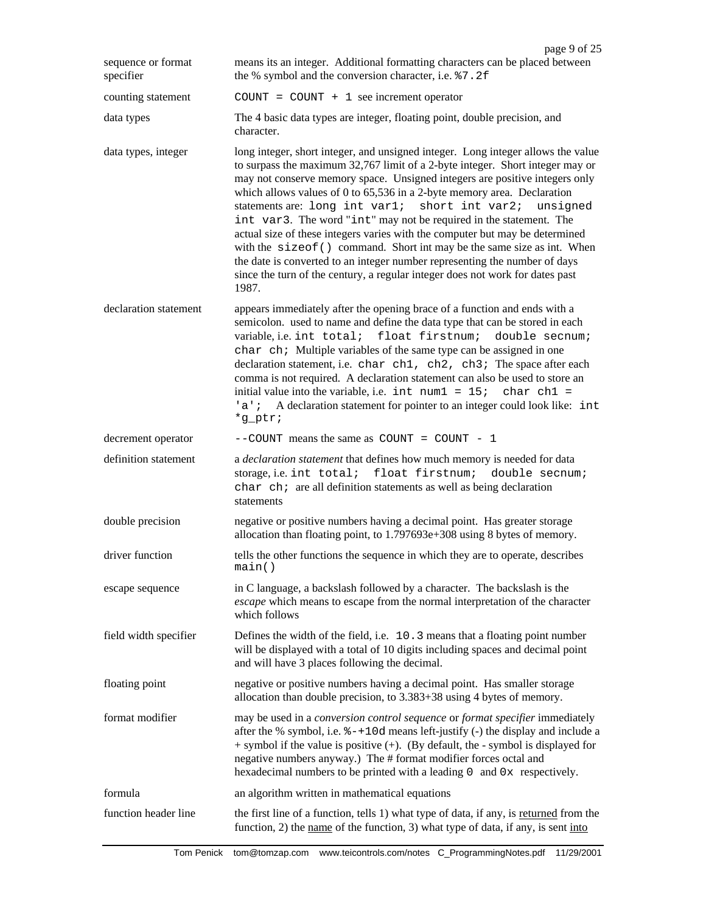| | |
|---|---|
| sequence or format specifier | means its an integer. Additional formatting characters can be placed between the % symbol and the conversion character, i.e. `%7.2f` |
| counting statement | `COUNT = COUNT + 1` see increment operator |
| data types | The 4 basic data types are integer, floating point, double precision, and character. |
| data types, integer | long integer, short integer, and unsigned integer. Long integer allows the value to surpass the maximum 32,767 limit of a 2-byte integer. Short integer may or may not conserve memory space. Unsigned integers are positive integers only which allows values of 0 to 65,536 in a 2-byte memory area. Declaration statements are: `long int var1; short int var2; unsigned int var3`. The word "`int`" may not be required in the statement. The actual size of these integers varies with the computer but may be determined with the `sizeof()` command. Short int may be the same size as int. When the date is converted to an integer number representing the number of days since the turn of the century, a regular integer does not work for dates past 1987. |
| declaration statement | appears immediately after the opening brace of a function and ends with a semicolon. used to name and define the data type that can be stored in each variable, i.e. `int total; float firstnum; double secnum; char ch;` Multiple variables of the same type can be assigned in one declaration statement, i.e. `char ch1, ch2, ch3;` The space after each comma is not required. A declaration statement can also be used to store an initial value into the variable, i.e. `int num1 = 15; char ch1 = 'a';` A declaration statement for pointer to an integer could look like: `int *g_ptr;` |
| decrement operator | `--COUNT` means the same as `COUNT = COUNT - 1` |
| definition statement | a *declaration statement* that defines how much memory is needed for data storage, i.e. `int total; float firstnum; double secnum; char ch;` are all definition statements as well as being declaration statements |
| double precision | negative or positive numbers having a decimal point. Has greater storage allocation than floating point, to 1.797693e+308 using 8 bytes of memory. |
| driver function | tells the other functions the sequence in which they are to operate, describes `main()` |
| escape sequence | in C language, a backslash followed by a character. The backslash is the *escape* which means to escape from the normal interpretation of the character which follows |
| field width specifier | Defines the width of the field, i.e. `10.3` means that a floating point number will be displayed with a total of 10 digits including spaces and decimal point and will have 3 places following the decimal. |
| floating point | negative or positive numbers having a decimal point. Has smaller storage allocation than double precision, to 3.383+38 using 4 bytes of memory. |
| format modifier | may be used in a *conversion control sequence* or *format specifier* immediately after the % symbol, i.e. `%-+10d` means left-justify (-) the display and include a + symbol if the value is positive (+). (By default, the - symbol is displayed for negative numbers anyway.) The # format modifier forces octal and hexadecimal numbers to be printed with a leading `0` and `0x` respectively. |
| formula | an algorithm written in mathematical equations |
| function header line | the first line of a function, tells 1) what type of data, if any, is returned from the function, 2) the name of the function, 3) what type of data, if any, is sent into |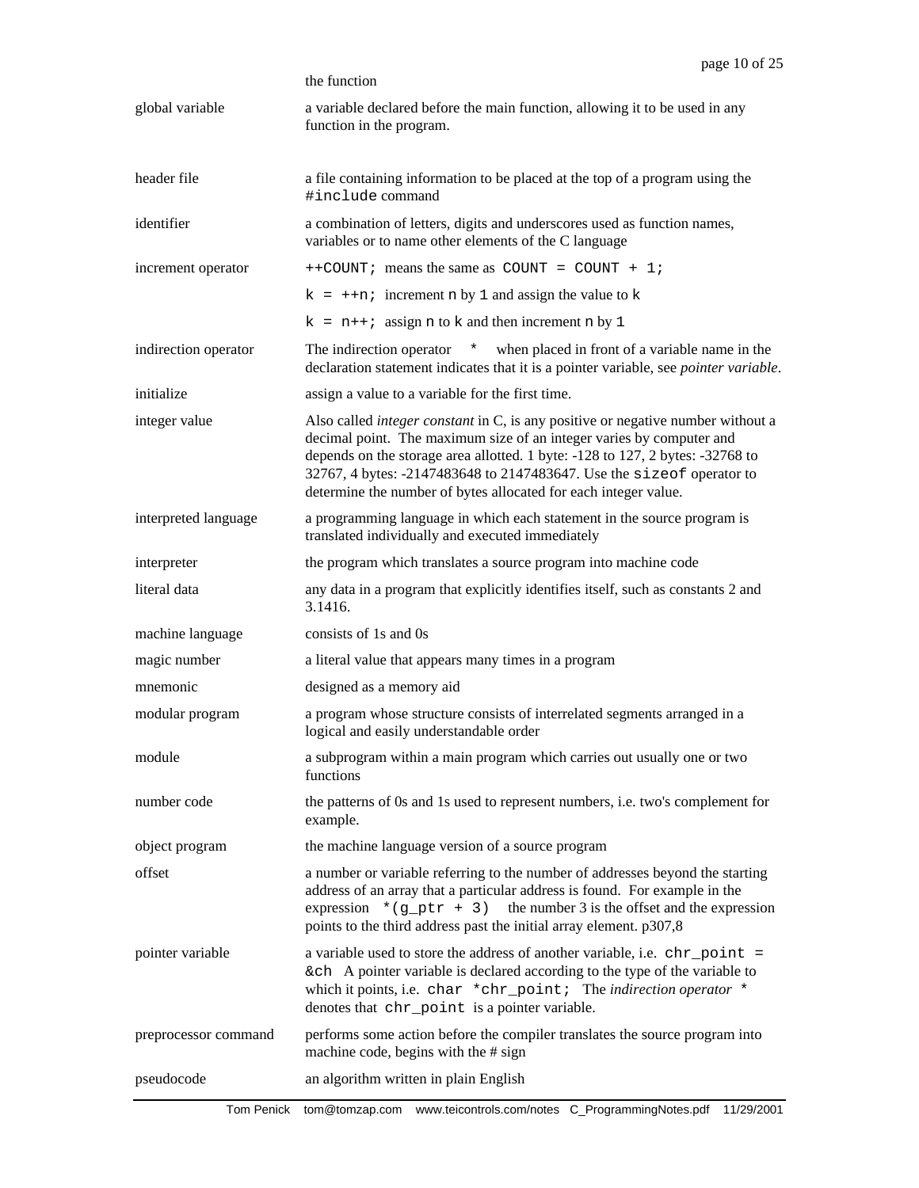| | |
|---|---|
| | the function |
| global variable | a variable declared before the main function, allowing it to be used in any function in the program. |
| header file | a file containing information to be placed at the top of a program using the `#include` command |
| identifier | a combination of letters, digits and underscores used as function names, variables or to name other elements of the C language |
| increment operator | `++COUNT;` means the same as `COUNT = COUNT + 1;` |
| | `k = ++n;` increment `n` by `1` and assign the value to `k` |
| | `k = n++;` assign `n` to `k` and then increment `n` by `1` |
| indirection operator | The indirection operator `*` when placed in front of a variable name in the declaration statement indicates that it is a pointer variable, see *pointer variable*. |
| initialize | assign a value to a variable for the first time. |
| integer value | Also called *integer constant* in C, is any positive or negative number without a decimal point. The maximum size of an integer varies by computer and depends on the storage area allotted. 1 byte: -128 to 127, 2 bytes: -32768 to 32767, 4 bytes: -2147483648 to 2147483647. Use the `sizeof` operator to determine the number of bytes allocated for each integer value. |
| interpreted language | a programming language in which each statement in the source program is translated individually and executed immediately |
| interpreter | the program which translates a source program into machine code |
| literal data | any data in a program that explicitly identifies itself, such as constants 2 and 3.1416. |
| machine language | consists of 1s and 0s |
| magic number | a literal value that appears many times in a program |
| mnemonic | designed as a memory aid |
| modular program | a program whose structure consists of interrelated segments arranged in a logical and easily understandable order |
| module | a subprogram within a main program which carries out usually one or two functions |
| number code | the patterns of 0s and 1s used to represent numbers, i.e. two's complement for example. |
| object program | the machine language version of a source program |
| offset | a number or variable referring to the number of addresses beyond the starting address of an array that a particular address is found. For example in the expression `*(g_ptr + 3)` the number 3 is the offset and the expression points to the third address past the initial array element. p307,8 |
| pointer variable | a variable used to store the address of another variable, i.e. `chr_point = &ch` A pointer variable is declared according to the type of the variable to which it points, i.e. `char *chr_point;` The *indirection operator* `*` denotes that `chr_point` is a pointer variable. |
| preprocessor command | performs some action before the compiler translates the source program into machine code, begins with the # sign |
| pseudocode | an algorithm written in plain English |

Tom Penick tom@tomzap.com www.teicontrols.com/notes C_ProgrammingNotes.pdf 11/29/2001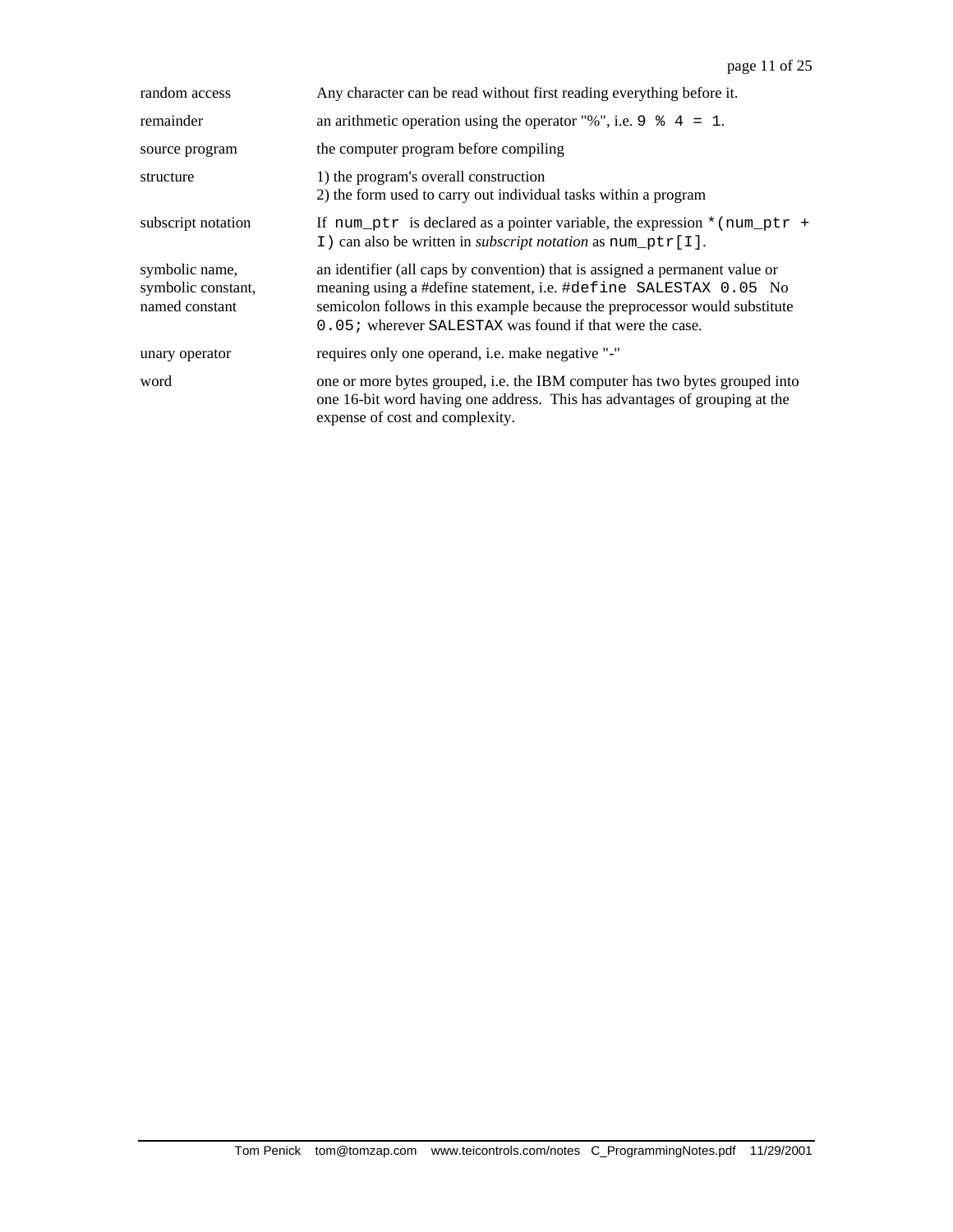| | |
|---|---|
| random access | Any character can be read without first reading everything before it. |
| remainder | an arithmetic operation using the operator "%", i.e. `9 % 4 = 1`. |
| source program | the computer program before compiling |
| structure | 1) the program's overall construction<br>2) the form used to carry out individual tasks within a program |
| subscript notation | If `num_ptr` is declared as a pointer variable, the expression `*(num_ptr + I)` can also be written in *subscript notation* as `num_ptr[I]`. |
| symbolic name, symbolic constant, named constant | an identifier (all caps by convention) that is assigned a permanent value or meaning using a #define statement, i.e. `#define SALESTAX 0.05` No semicolon follows in this example because the preprocessor would substitute `0.05;` wherever `SALESTAX` was found if that were the case. |
| unary operator | requires only one operand, i.e. make negative "-" |
| word | one or more bytes grouped, i.e. the IBM computer has two bytes grouped into one 16-bit word having one address. This has advantages of grouping at the expense of cost and complexity. |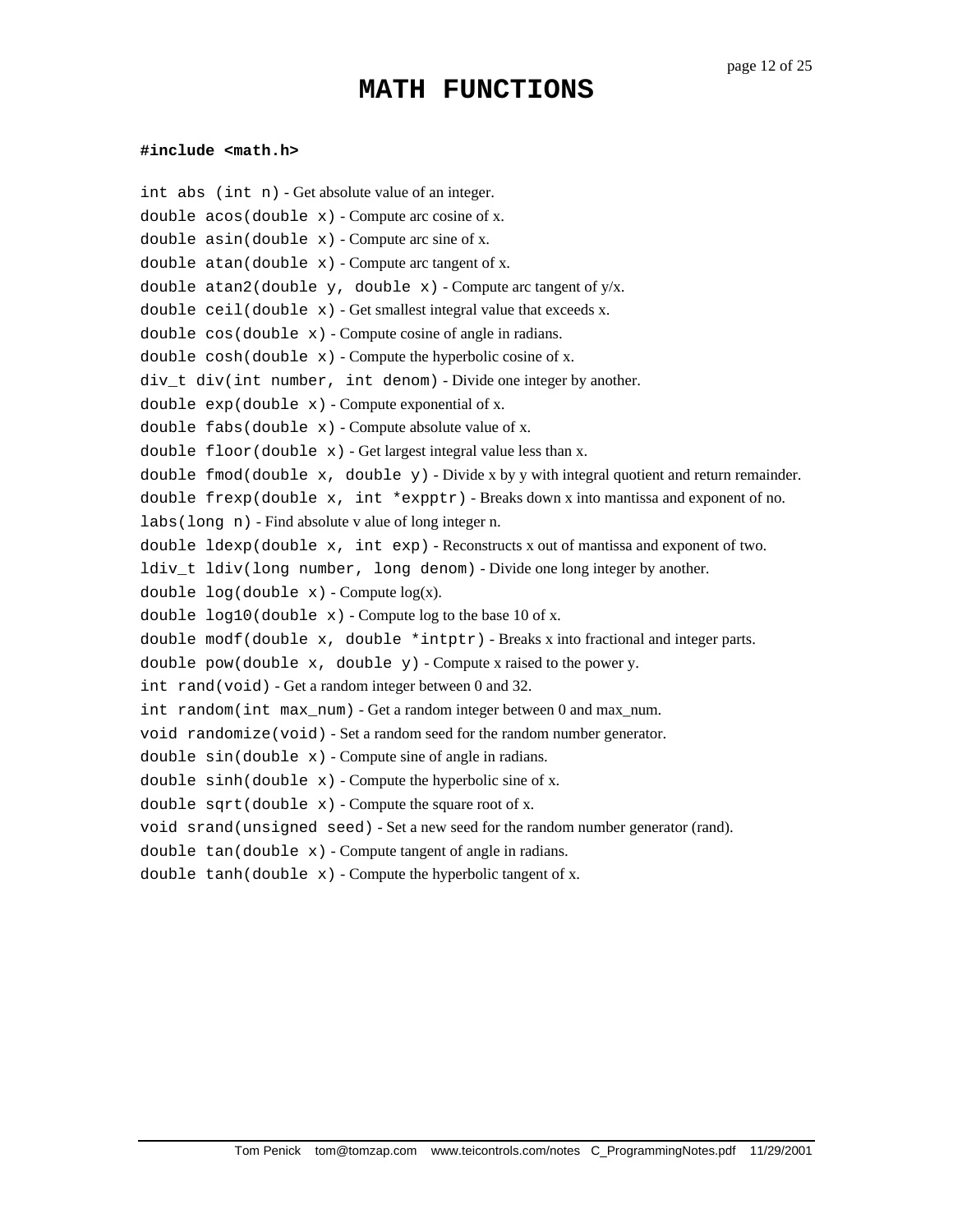# MATH FUNCTIONS

**#include <math.h>**

`int abs (int n)` - Get absolute value of an integer.

`double acos(double x)` - Compute arc cosine of x.

`double asin(double x)` - Compute arc sine of x.

`double atan(double x)` - Compute arc tangent of x.

`double atan2(double y, double x)` - Compute arc tangent of y/x.

`double ceil(double x)` - Get smallest integral value that exceeds x.

`double cos(double x)` - Compute cosine of angle in radians.

`double cosh(double x)` - Compute the hyperbolic cosine of x.

`div_t div(int number, int denom)` - Divide one integer by another.

`double exp(double x)` - Compute exponential of x.

`double fabs(double x)` - Compute absolute value of x.

`double floor(double x)` - Get largest integral value less than x.

`double fmod(double x, double y)` - Divide x by y with integral quotient and return remainder.

`double frexp(double x, int *expptr)` - Breaks down x into mantissa and exponent of no.

`labs(long n)` - Find absolute v alue of long integer n.

`double ldexp(double x, int exp)` - Reconstructs x out of mantissa and exponent of two.

`ldiv_t ldiv(long number, long denom)` - Divide one long integer by another.

`double log(double x)` - Compute log(x).

`double log10(double x)` - Compute log to the base 10 of x.

`double modf(double x, double *intptr)` - Breaks x into fractional and integer parts.

`double pow(double x, double y)` - Compute x raised to the power y.

`int rand(void)` - Get a random integer between 0 and 32.

`int random(int max_num)` - Get a random integer between 0 and max_num.

`void randomize(void)` - Set a random seed for the random number generator.

`double sin(double x)` - Compute sine of angle in radians.

`double sinh(double x)` - Compute the hyperbolic sine of x.

`double sqrt(double x)` - Compute the square root of x.

`void srand(unsigned seed)` - Set a new seed for the random number generator (rand).

`double tan(double x)` - Compute tangent of angle in radians.

`double tanh(double x)` - Compute the hyperbolic tangent of x.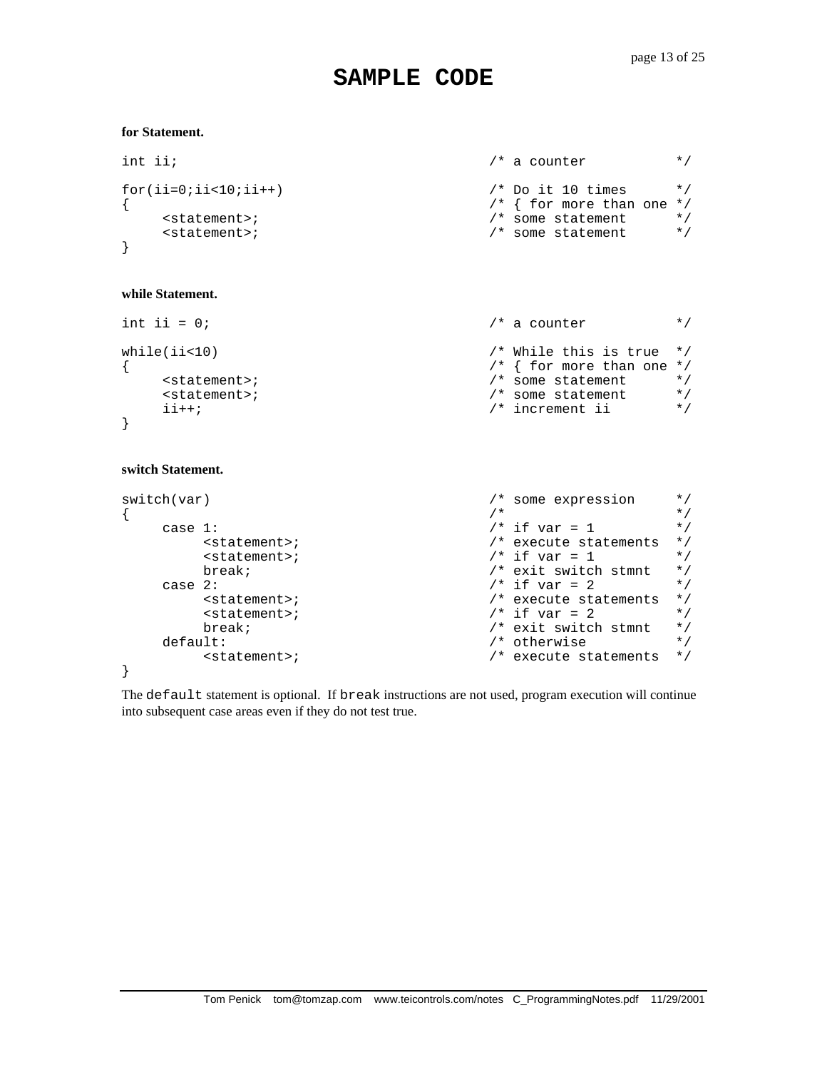# SAMPLE CODE

**for Statement.**

```
int ii;                                      /* a counter           */

for(ii=0;ii<10;ii++)                         /* Do it 10 times      */
{                                            /* { for more than one */
     <statement>;                            /* some statement      */
     <statement>;                            /* some statement      */
}
```

**while Statement.**

```
int ii = 0;                                  /* a counter           */

while(ii<10)                                 /* While this is true  */
{                                            /* { for more than one */
     <statement>;                            /* some statement      */
     <statement>;                            /* some statement      */
     ii++;                                   /* increment ii        */
}
```

**switch Statement.**

```
switch(var)                                  /* some expression     */
{                                            /*                     */
     case 1:                                 /* if var = 1          */
          <statement>;                       /* execute statements  */
          <statement>;                       /* if var = 1          */
          break;                             /* exit switch stmnt   */
     case 2:                                 /* if var = 2          */
          <statement>;                       /* execute statements  */
          <statement>;                       /* if var = 2          */
          break;                             /* exit switch stmnt   */
     default:                                /* otherwise           */
          <statement>;                       /* execute statements  */
}
```

The `default` statement is optional. If `break` instructions are not used, program execution will continue into subsequent case areas even if they do not test true.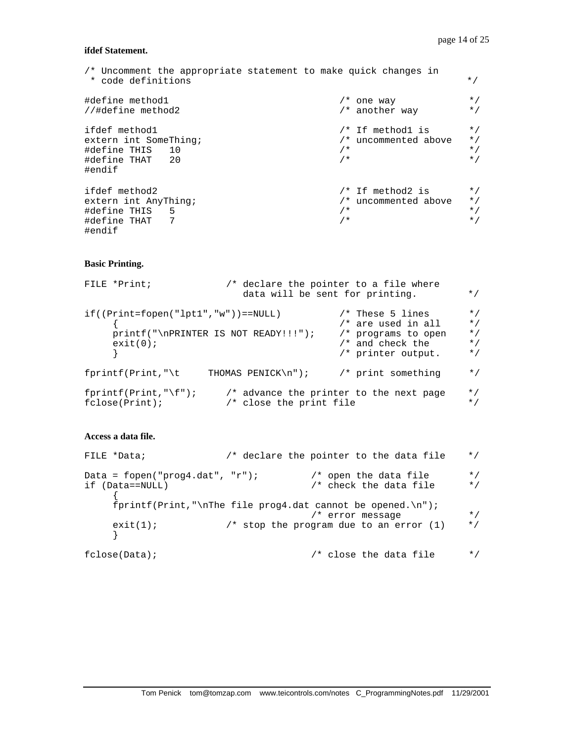**ifdef Statement.**

```
/* Uncomment the appropriate statement to make quick changes in
 * code definitions                                               */

#define method1                      /* one way              */
//#define method2                    /* another way          */

ifdef method1                        /* If method1 is        */
extern int SomeThing;                /* uncommented above    */
#define THIS   10                    /*                      */
#define THAT   20                    /*                      */
#endif

ifdef method2                        /* If method2 is        */
extern int AnyThing;                 /* uncommented above    */
#define THIS   5                     /*                      */
#define THAT   7                     /*                      */
#endif
```

**Basic Printing.**

```
FILE *Print;            /* declare the pointer to a file where
                           data will be sent for printing.      */

if((Print=fopen("lpt1","w"))==NULL)        /* These 5 lines       */
     {                                     /* are used in all     */
     printf("\nPRINTER IS NOT READY!!!");  /* programs to open    */
     exit(0);                              /* and check the       */
     }                                     /* printer output.     */

fprintf(Print,"\t     THOMAS PENICK\n");   /* print something     */

fprintf(Print,"\f");    /* advance the printer to the next page    */
fclose(Print);          /* close the print file                    */
```

**Access a data file.**

```
FILE *Data;             /* declare the pointer to the data file    */

Data = fopen("prog4.dat", "r");         /* open the data file      */
if (Data==NULL)                         /* check the data file     */
     {
     fprintf(Print,"\nThe file prog4.dat cannot be opened.\n");
                                        /* error message           */
     exit(1);           /* stop the program due to an error (1)    */
     }

fclose(Data);                           /* close the data file     */
```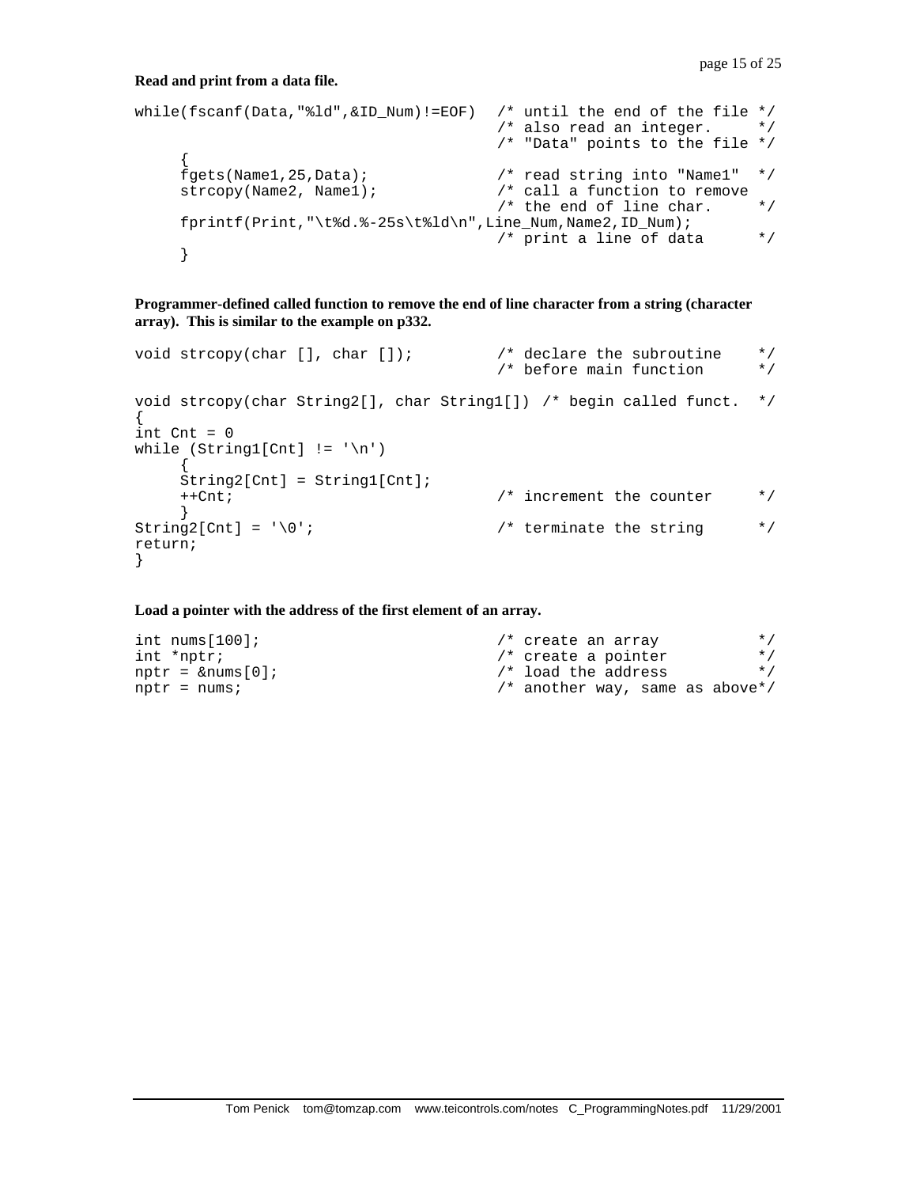**Read and print from a data file.**

```
while(fscanf(Data,"%ld",&ID_Num)!=EOF)  /* until the end of the file */
                                        /* also read an integer.     */
                                        /* "Data" points to the file */
     {
     fgets(Name1,25,Data);              /* read string into "Name1"  */
     strcopy(Name2, Name1);             /* call a function to remove
                                        /* the end of line char.     */
     fprintf(Print,"\t%d.%-25s\t%ld\n",Line_Num,Name2,ID_Num);
                                        /* print a line of data      */
     }
```

**Programmer-defined called function to remove the end of line character from a string (character array). This is similar to the example on p332.**

```
void strcopy(char [], char []);         /* declare the subroutine    */
                                        /* before main function      */

void strcopy(char String2[], char String1[]) /* begin called funct.  */
{
int Cnt = 0
while (String1[Cnt] != '\n')
     {
     String2[Cnt] = String1[Cnt];
     ++Cnt;                             /* increment the counter     */
     }
String2[Cnt] = '\0';                    /* terminate the string      */
return;
}
```

**Load a pointer with the address of the first element of an array.**

```
int nums[100];                          /* create an array           */
int *nptr;                              /* create a pointer          */
nptr = &nums[0];                        /* load the address          */
nptr = nums;                            /* another way, same as above*/
```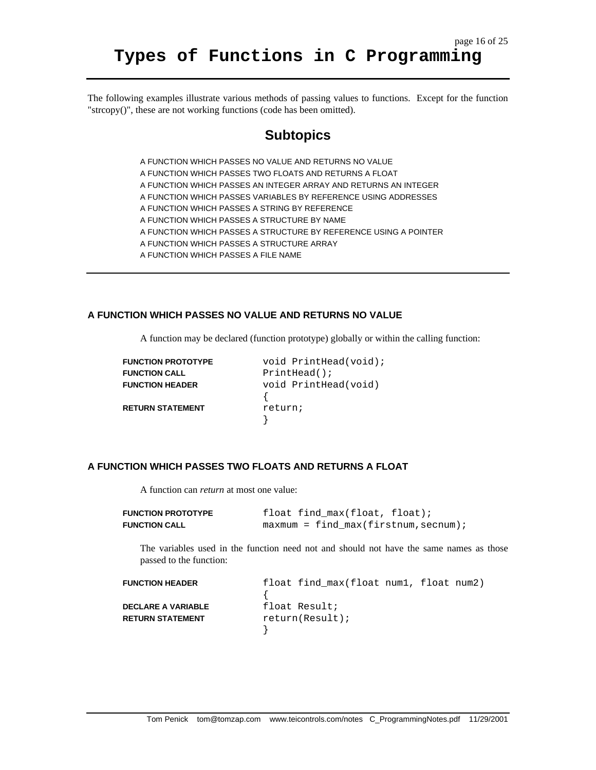# Types of Functions in C Programming

The following examples illustrate various methods of passing values to functions. Except for the function "strcopy()", these are not working functions (code has been omitted).

## Subtopics

A FUNCTION WHICH PASSES NO VALUE AND RETURNS NO VALUE
A FUNCTION WHICH PASSES TWO FLOATS AND RETURNS A FLOAT
A FUNCTION WHICH PASSES AN INTEGER ARRAY AND RETURNS AN INTEGER
A FUNCTION WHICH PASSES VARIABLES BY REFERENCE USING ADDRESSES
A FUNCTION WHICH PASSES A STRING BY REFERENCE
A FUNCTION WHICH PASSES A STRUCTURE BY NAME
A FUNCTION WHICH PASSES A STRUCTURE BY REFERENCE USING A POINTER
A FUNCTION WHICH PASSES A STRUCTURE ARRAY
A FUNCTION WHICH PASSES A FILE NAME

---

### A FUNCTION WHICH PASSES NO VALUE AND RETURNS NO VALUE

A function may be declared (function prototype) globally or within the calling function:

| | |
|---|---|
| **FUNCTION PROTOTYPE** | `void PrintHead(void);` |
| **FUNCTION CALL** | `PrintHead();` |
| **FUNCTION HEADER** | `void PrintHead(void)` |
| | `{` |
| **RETURN STATEMENT** | `return;` |
| | `}` |

### A FUNCTION WHICH PASSES TWO FLOATS AND RETURNS A FLOAT

A function can *return* at most one value:

| | |
|---|---|
| **FUNCTION PROTOTYPE** | `float find_max(float, float);` |
| **FUNCTION CALL** | `maxmum = find_max(firstnum,secnum);` |

The variables used in the function need not and should not have the same names as those passed to the function:

| | |
|---|---|
| **FUNCTION HEADER** | `float find_max(float num1, float num2)` |
| | `{` |
| **DECLARE A VARIABLE** | `float Result;` |
| **RETURN STATEMENT** | `return(Result);` |
| | `}` |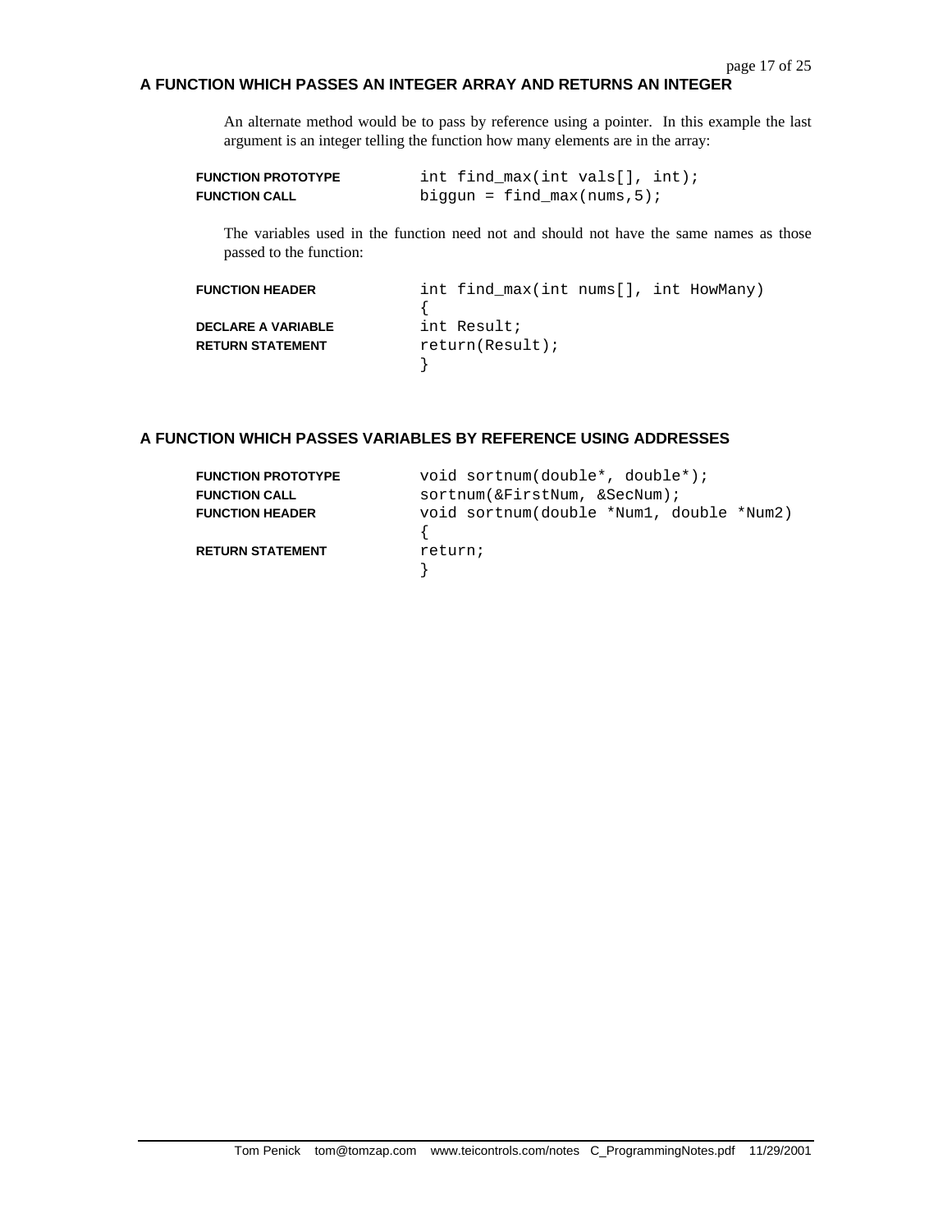## A FUNCTION WHICH PASSES AN INTEGER ARRAY AND RETURNS AN INTEGER

An alternate method would be to pass by reference using a pointer. In this example the last argument is an integer telling the function how many elements are in the array:

| | |
|---|---|
| **FUNCTION PROTOTYPE** | `int find_max(int vals[], int);` |
| **FUNCTION CALL** | `biggun = find_max(nums,5);` |

The variables used in the function need not and should not have the same names as those passed to the function:

| | |
|---|---|
| **FUNCTION HEADER** | `int find_max(int nums[], int HowMany)` |
| | `{` |
| **DECLARE A VARIABLE** | `int Result;` |
| **RETURN STATEMENT** | `return(Result);` |
| | `}` |

## A FUNCTION WHICH PASSES VARIABLES BY REFERENCE USING ADDRESSES

| | |
|---|---|
| **FUNCTION PROTOTYPE** | `void sortnum(double*, double*);` |
| **FUNCTION CALL** | `sortnum(&FirstNum, &SecNum);` |
| **FUNCTION HEADER** | `void sortnum(double *Num1, double *Num2)` |
| | `{` |
| **RETURN STATEMENT** | `return;` |
| | `}` |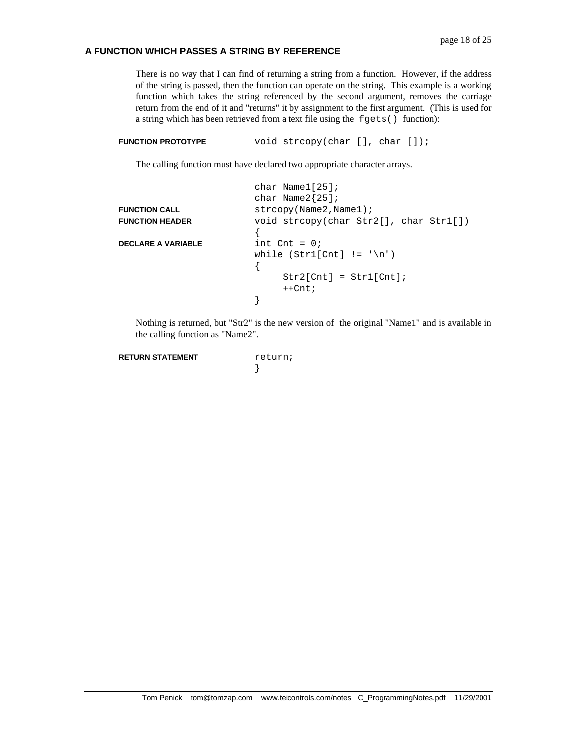### A FUNCTION WHICH PASSES A STRING BY REFERENCE

There is no way that I can find of returning a string from a function. However, if the address of the string is passed, then the function can operate on the string. This example is a working function which takes the string referenced by the second argument, removes the carriage return from the end of it and "returns" it by assignment to the first argument. (This is used for a string which has been retrieved from a text file using the `fgets()` function):

**FUNCTION PROTOTYPE**

```
void strcopy(char [], char []);
```

The calling function must have declared two appropriate character arrays.

```
char Name1[25];
char Name2{25];
```

**FUNCTION CALL**

```
strcopy(Name2,Name1);
```

**FUNCTION HEADER**

```
void strcopy(char Str2[], char Str1[])
{
```

**DECLARE A VARIABLE**

```
int Cnt = 0;
while (Str1[Cnt] != '\n')
{
     Str2[Cnt] = Str1[Cnt];
     ++Cnt;
}
```

Nothing is returned, but "Str2" is the new version of the original "Name1" and is available in the calling function as "Name2".

**RETURN STATEMENT**

```
return;
}
```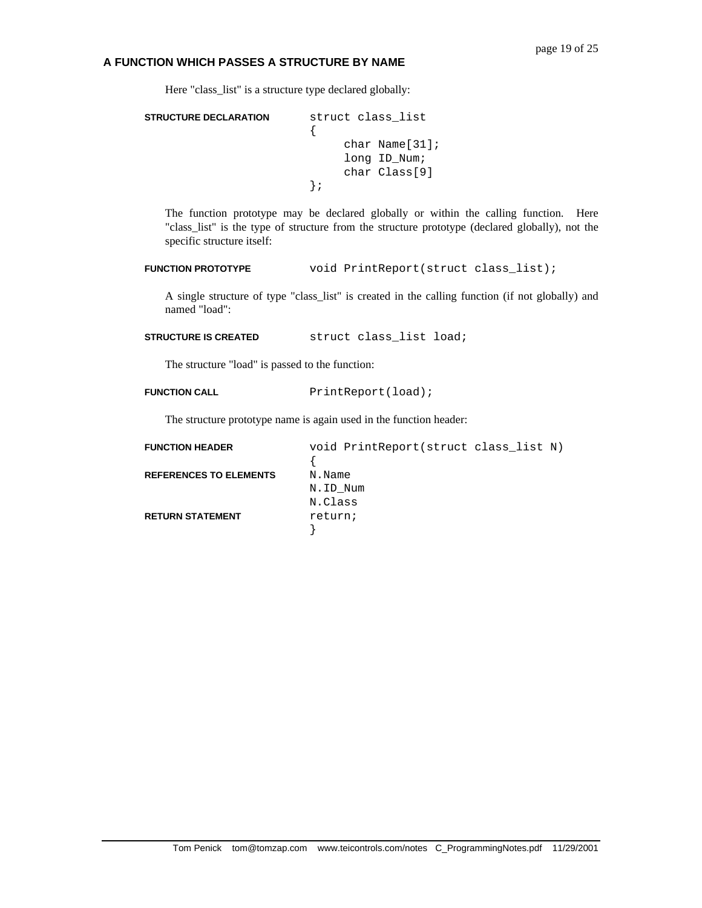## A FUNCTION WHICH PASSES A STRUCTURE BY NAME

Here "class_list" is a structure type declared globally:

**STRUCTURE DECLARATION**

```
struct class_list
{
     char Name[31];
     long ID_Num;
     char Class[9]
};
```

The function prototype may be declared globally or within the calling function. Here "class_list" is the type of structure from the structure prototype (declared globally), not the specific structure itself:

**FUNCTION PROTOTYPE**

```
void PrintReport(struct class_list);
```

A single structure of type "class_list" is created in the calling function (if not globally) and named "load":

**STRUCTURE IS CREATED**

```
struct class_list load;
```

The structure "load" is passed to the function:

**FUNCTION CALL**

```
PrintReport(load);
```

The structure prototype name is again used in the function header:

| | |
|---|---|
| **FUNCTION HEADER** | `void PrintReport(struct class_list N)` |
| | `{` |
| **REFERENCES TO ELEMENTS** | `N.Name` |
| | `N.ID_Num` |
| | `N.Class` |
| **RETURN STATEMENT** | `return;` |
| | `}` |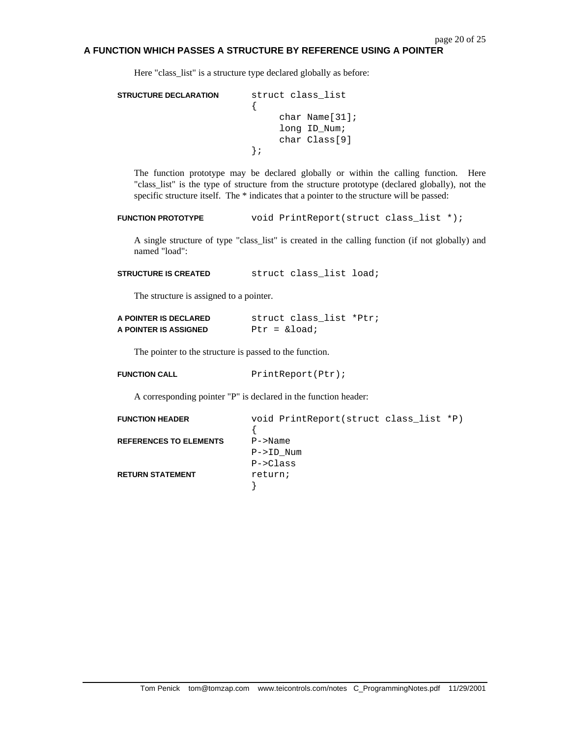## A FUNCTION WHICH PASSES A STRUCTURE BY REFERENCE USING A POINTER

Here "class_list" is a structure type declared globally as before:

**STRUCTURE DECLARATION**

```
struct class_list
{
     char Name[31];
     long ID_Num;
     char Class[9]
};
```

The function prototype may be declared globally or within the calling function. Here "class_list" is the type of structure from the structure prototype (declared globally), not the specific structure itself. The * indicates that a pointer to the structure will be passed:

**FUNCTION PROTOTYPE**

```
void PrintReport(struct class_list *);
```

A single structure of type "class_list" is created in the calling function (if not globally) and named "load":

**STRUCTURE IS CREATED**

```
struct class_list load;
```

The structure is assigned to a pointer.

**A POINTER IS DECLARED**

```
struct class_list *Ptr;
```

**A POINTER IS ASSIGNED**

```
Ptr = &load;
```

The pointer to the structure is passed to the function.

**FUNCTION CALL**

```
PrintReport(Ptr);
```

A corresponding pointer "P" is declared in the function header:

**FUNCTION HEADER** / **REFERENCES TO ELEMENTS** / **RETURN STATEMENT**

```
void PrintReport(struct class_list *P)
{
P->Name
P->ID_Num
P->Class
return;
}
```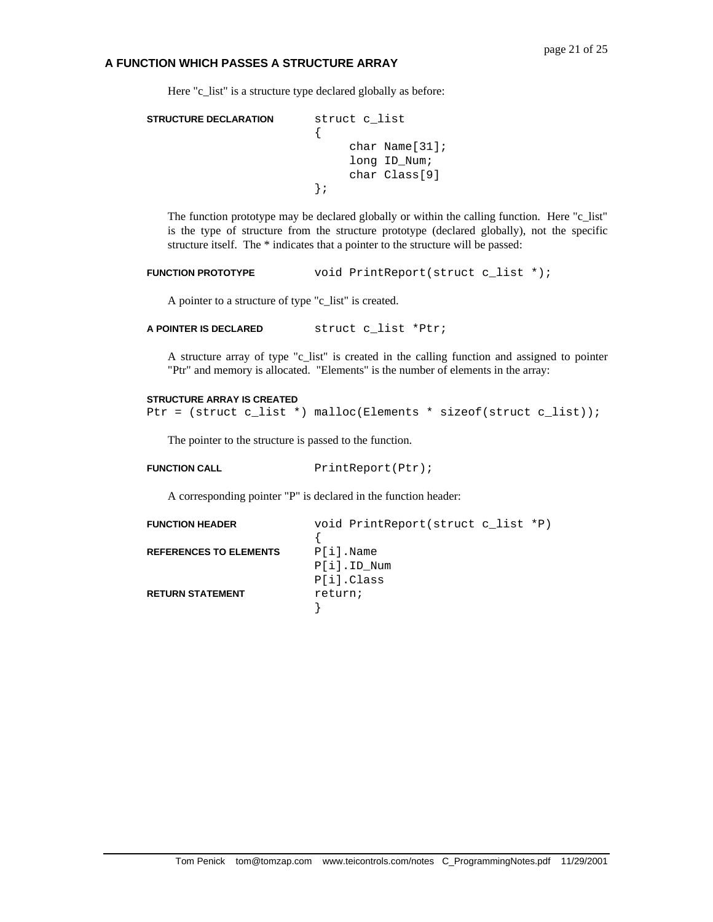### A FUNCTION WHICH PASSES A STRUCTURE ARRAY

Here "c_list" is a structure type declared globally as before:

**STRUCTURE DECLARATION**

```
struct c_list
{
     char Name[31];
     long ID_Num;
     char Class[9]
};
```

The function prototype may be declared globally or within the calling function. Here "c_list" is the type of structure from the structure prototype (declared globally), not the specific structure itself. The * indicates that a pointer to the structure will be passed:

**FUNCTION PROTOTYPE**

```
void PrintReport(struct c_list *);
```

A pointer to a structure of type "c_list" is created.

**A POINTER IS DECLARED**

```
struct c_list *Ptr;
```

A structure array of type "c_list" is created in the calling function and assigned to pointer "Ptr" and memory is allocated. "Elements" is the number of elements in the array:

**STRUCTURE ARRAY IS CREATED**

```
Ptr = (struct c_list *) malloc(Elements * sizeof(struct c_list));
```

The pointer to the structure is passed to the function.

**FUNCTION CALL**

```
PrintReport(Ptr);
```

A corresponding pointer "P" is declared in the function header:

**FUNCTION HEADER**

```
void PrintReport(struct c_list *P)
{
```

**REFERENCES TO ELEMENTS**

```
P[i].Name
P[i].ID_Num
P[i].Class
```

**RETURN STATEMENT**

```
return;
}
```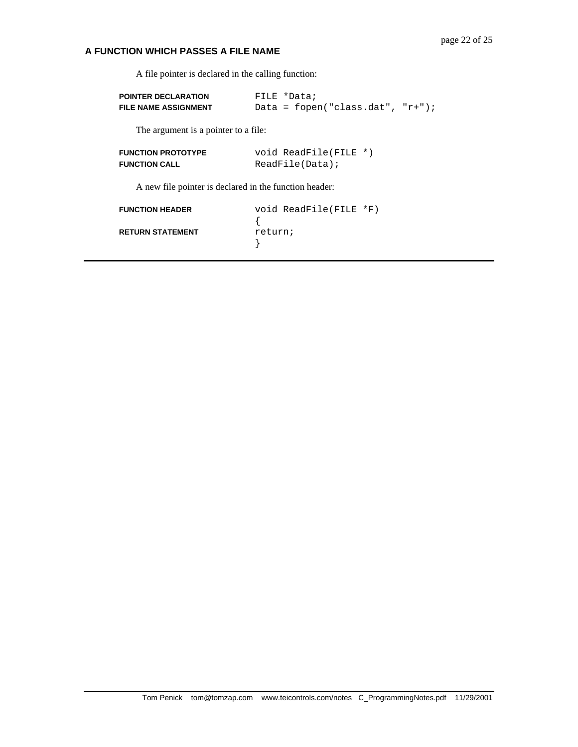## A FUNCTION WHICH PASSES A FILE NAME

A file pointer is declared in the calling function:

| | |
|---|---|
| **POINTER DECLARATION** | `FILE *Data;` |
| **FILE NAME ASSIGNMENT** | `Data = fopen("class.dat", "r+");` |

The argument is a pointer to a file:

| | |
|---|---|
| **FUNCTION PROTOTYPE** | `void ReadFile(FILE *)` |
| **FUNCTION CALL** | `ReadFile(Data);` |

A new file pointer is declared in the function header:

**FUNCTION HEADER**

**RETURN STATEMENT**

```
void ReadFile(FILE *F)
{
return;
}
```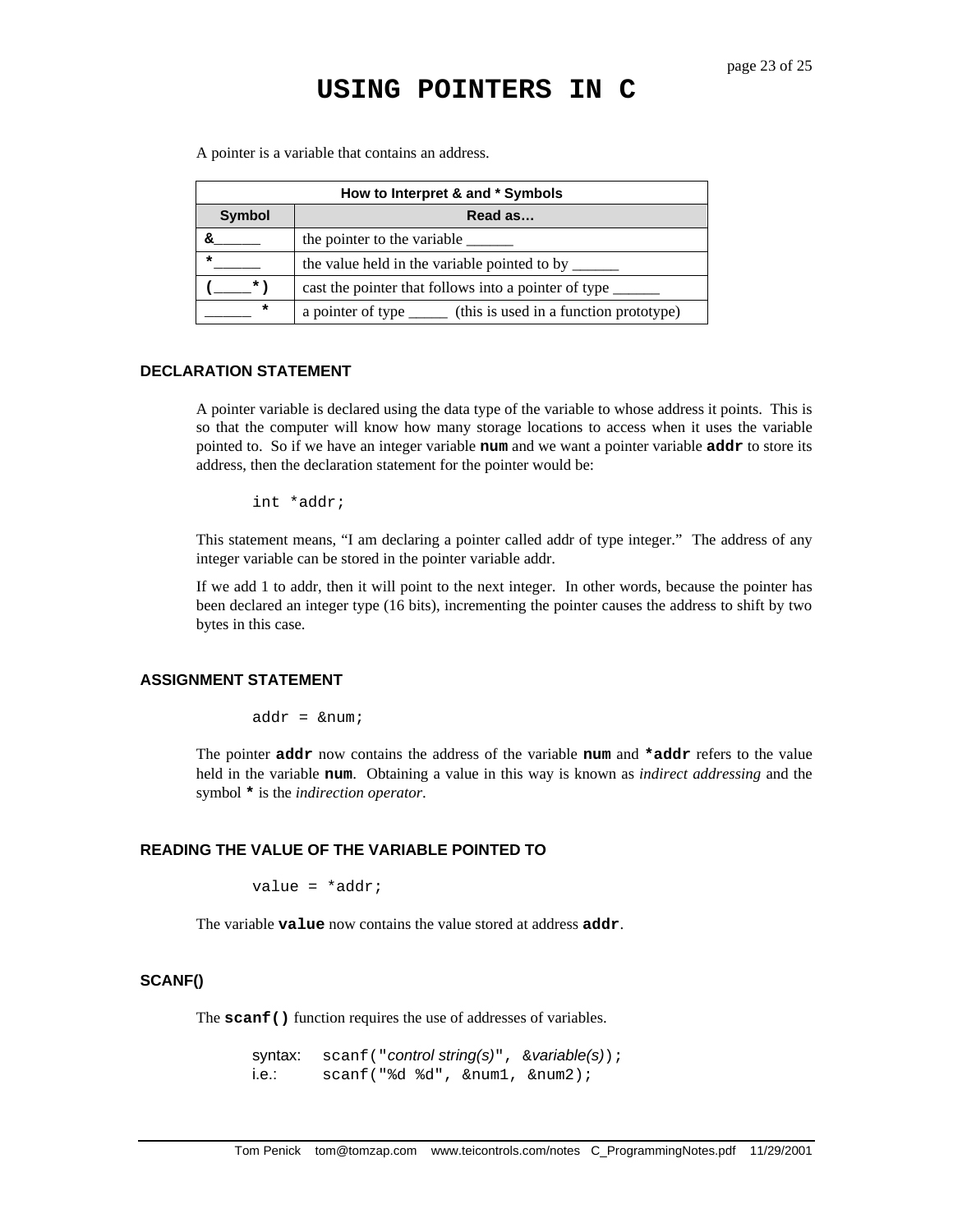# USING POINTERS IN C

A pointer is a variable that contains an address.

| How to Interpret & and * Symbols | |
|---|---|
| **Symbol** | **Read as…** |
| **&**______ | the pointer to the variable ______ |
| **\***______ | the value held in the variable pointed to by ______ |
| **(**____**\*)** | cast the pointer that follows into a pointer of type ______ |
| ______ **\*** | a pointer of type _____ (this is used in a function prototype) |

### DECLARATION STATEMENT

A pointer variable is declared using the data type of the variable to whose address it points. This is so that the computer will know how many storage locations to access when it uses the variable pointed to. So if we have an integer variable **num** and we want a pointer variable **addr** to store its address, then the declaration statement for the pointer would be:

```
int *addr;
```

This statement means, "I am declaring a pointer called addr of type integer." The address of any integer variable can be stored in the pointer variable addr.

If we add 1 to addr, then it will point to the next integer. In other words, because the pointer has been declared an integer type (16 bits), incrementing the pointer causes the address to shift by two bytes in this case.

### ASSIGNMENT STATEMENT

```
addr = &num;
```

The pointer **addr** now contains the address of the variable **num** and **\*addr** refers to the value held in the variable **num**. Obtaining a value in this way is known as *indirect addressing* and the symbol **\*** is the *indirection operator*.

### READING THE VALUE OF THE VARIABLE POINTED TO

```
value = *addr;
```

The variable **value** now contains the value stored at address **addr**.

### SCANF()

The **scanf()** function requires the use of addresses of variables.

```
syntax:   scanf("control string(s)", &variable(s));
i.e.:     scanf("%d %d", &num1, &num2);
```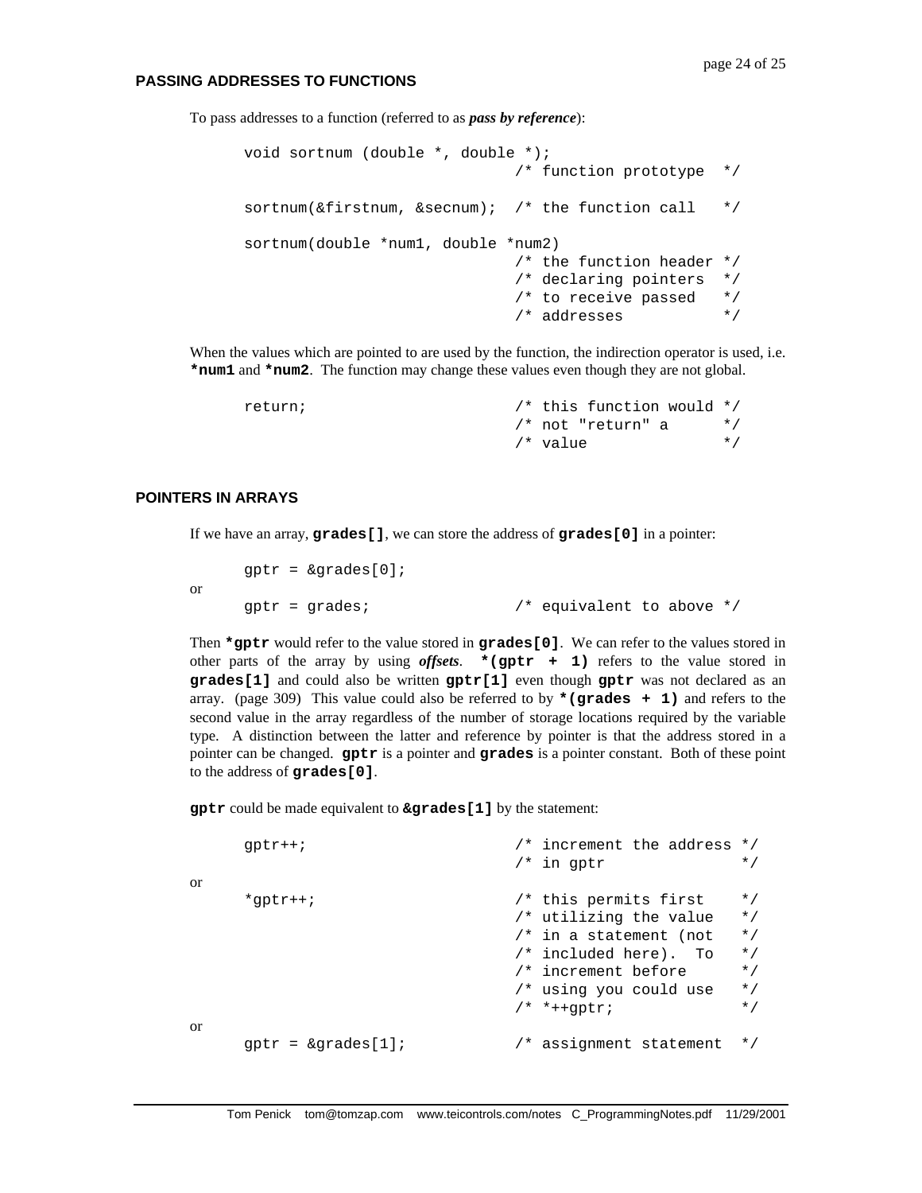### PASSING ADDRESSES TO FUNCTIONS

To pass addresses to a function (referred to as ***pass by reference***):

```
void sortnum (double *, double *);
                              /* function prototype  */

sortnum(&firstnum, &secnum);  /* the function call   */

sortnum(double *num1, double *num2)
                              /* the function header */
                              /* declaring pointers  */
                              /* to receive passed   */
                              /* addresses           */
```

When the values which are pointed to are used by the function, the indirection operator is used, i.e. **`*num1`** and **`*num2`**. The function may change these values even though they are not global.

```
return;                       /* this function would */
                              /* not "return" a      */
                              /* value               */
```

### POINTERS IN ARRAYS

If we have an array, **`grades[]`**, we can store the address of **`grades[0]`** in a pointer:

```
gptr = &grades[0];
```

or

```
gptr = grades;                /* equivalent to above */
```

Then **`*gptr`** would refer to the value stored in **`grades[0]`**. We can refer to the values stored in other parts of the array by using ***offsets***. **`*(gptr + 1)`** refers to the value stored in **`grades[1]`** and could also be written **`gptr[1]`** even though **`gptr`** was not declared as an array. (page 309) This value could also be referred to by **`*(grades + 1)`** and refers to the second value in the array regardless of the number of storage locations required by the variable type. A distinction between the latter and reference by pointer is that the address stored in a pointer can be changed. **`gptr`** is a pointer and **`grades`** is a pointer constant. Both of these point to the address of **`grades[0]`**.

**`gptr`** could be made equivalent to **`&grades[1]`** by the statement:

```
gptr++;                       /* increment the address */
                              /* in gptr               */
```

or

```
*gptr++;                      /* this permits first    */
                              /* utilizing the value   */
                              /* in a statement (not   */
                              /* included here).  To   */
                              /* increment before      */
                              /* using you could use   */
                              /* *++gptr;              */
```

or

```
gptr = &grades[1];            /* assignment statement  */
```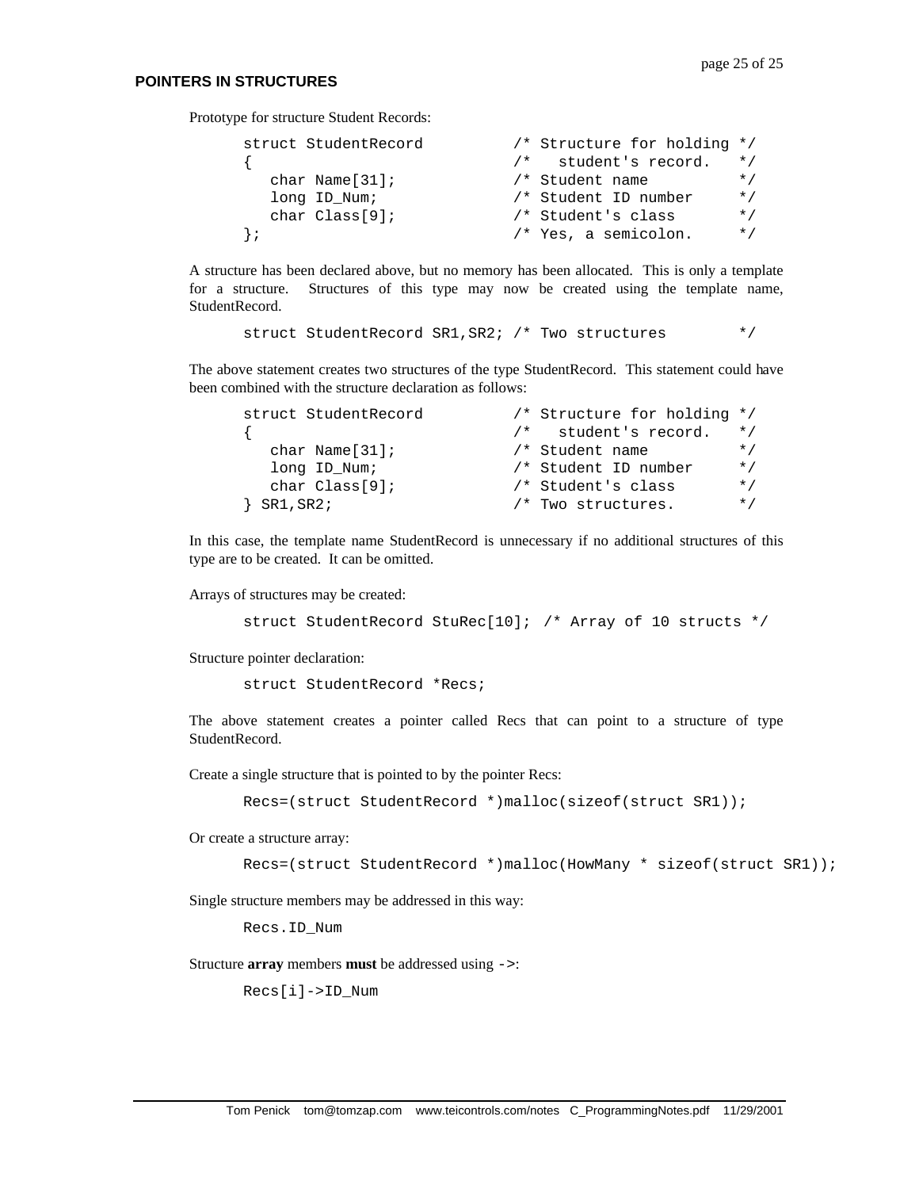## POINTERS IN STRUCTURES

Prototype for structure Student Records:

```
struct StudentRecord          /* Structure for holding */
{                             /*   student's record.   */
   char Name[31];             /* Student name          */
   long ID_Num;               /* Student ID number     */
   char Class[9];             /* Student's class       */
};                            /* Yes, a semicolon.     */
```

A structure has been declared above, but no memory has been allocated. This is only a template for a structure. Structures of this type may now be created using the template name, StudentRecord.

```
struct StudentRecord SR1,SR2; /* Two structures        */
```

The above statement creates two structures of the type StudentRecord. This statement could have been combined with the structure declaration as follows:

```
struct StudentRecord          /* Structure for holding */
{                             /*   student's record.   */
   char Name[31];             /* Student name          */
   long ID_Num;               /* Student ID number     */
   char Class[9];             /* Student's class       */
} SR1,SR2;                    /* Two structures.       */
```

In this case, the template name StudentRecord is unnecessary if no additional structures of this type are to be created. It can be omitted.

Arrays of structures may be created:

```
struct StudentRecord StuRec[10]; /* Array of 10 structs */
```

Structure pointer declaration:

```
struct StudentRecord *Recs;
```

The above statement creates a pointer called Recs that can point to a structure of type StudentRecord.

Create a single structure that is pointed to by the pointer Recs:

```
Recs=(struct StudentRecord *)malloc(sizeof(struct SR1));
```

Or create a structure array:

```
Recs=(struct StudentRecord *)malloc(HowMany * sizeof(struct SR1));
```

Single structure members may be addressed in this way:

```
Recs.ID_Num
```

Structure **array** members **must** be addressed using `->`:

```
Recs[i]->ID_Num
```